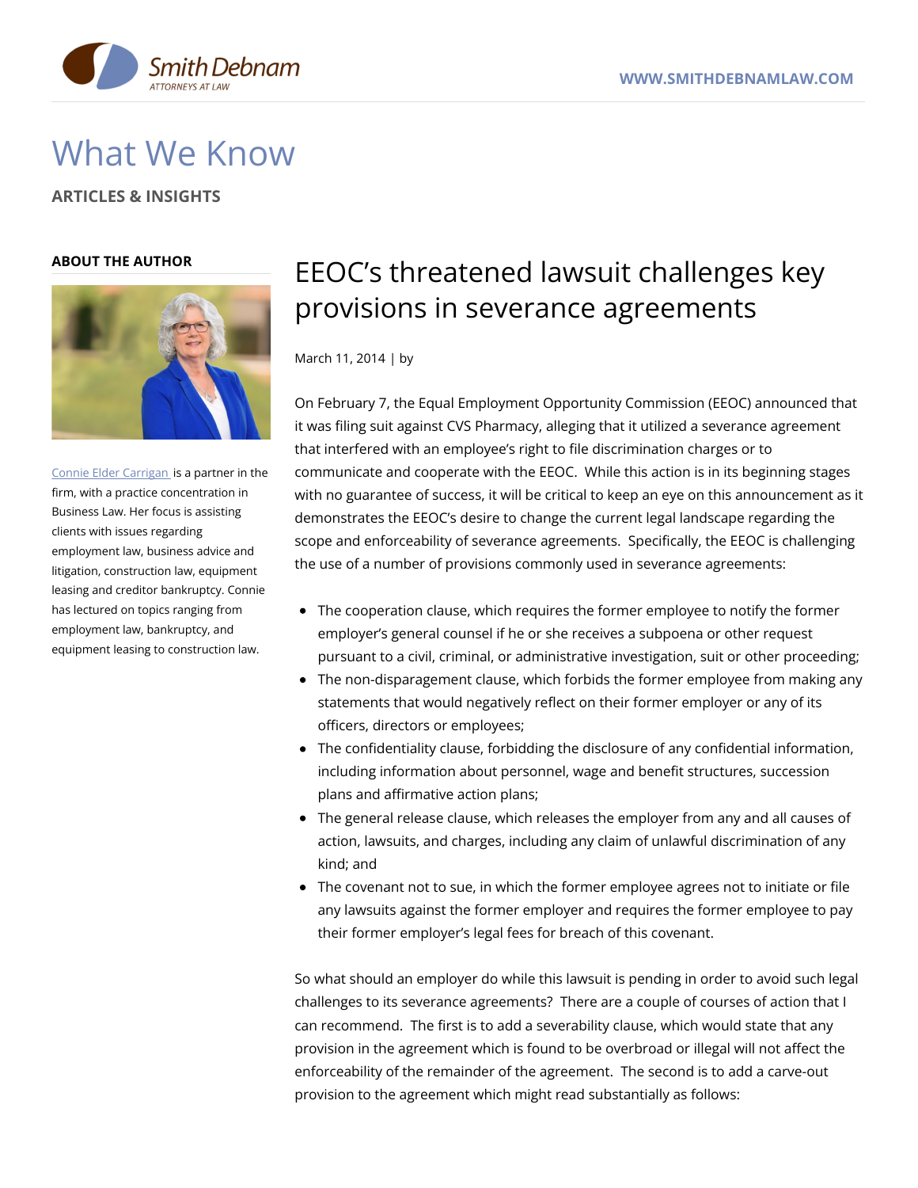# What We Know

**ARTICLES & INSIGHTS**

**ABOUT THE AUTHOR**

[Connie Elder Carrigan](#) is a partner in the firm, with a practice concentration in Business Law. Her focus is assisting clients with issues regarding employment law, business advice and litigation, construction law, equipment leasing and creditor bankruptcy. Connie has lectured on topics ranging from employment law, bankruptcy, and equipment leasing to construction law.

## EEOC's threatened lawsuit challenges key provisions in severance agreements

March 11, 2014 | by

On February 7, the Equal Employment Opportunity Commission (EEOC) announced that it was filing suit against CVS Pharmacy, alleging that it utilized a severance agreement that interfered with an employee's right to file discrimination charges or to communicate and cooperate with the EEOC. While this action is in its beginning stages with no guarantee of success, it will be critical to keep an eye on this announcement as it demonstrates the EEOC's desire to change the current legal landscape regarding the scope and enforceability of severance agreements. Specifically, the EEOC is challenging the use of a number of provisions commonly used in severance agreements:

- The cooperation clause, which requires the former employee to notify the former employer's general counsel if he or she receives a subpoena or other request pursuant to a civil, criminal, or administrative investigation, suit or other proceeding;
- The non-disparagement clause, which forbids the former employee from making any statements that would negatively reflect on their former employer or any of its officers, directors or employees;
- The confidentiality clause, forbidding the disclosure of any confidential information, including information about personnel, wage and benefit structures, succession plans and affirmative action plans;
- The general release clause, which releases the employer from any and all causes of action, lawsuits, and charges, including any claim of unlawful discrimination of any kind; and
- The covenant not to sue, in which the former employee agrees not to initiate or file any lawsuits against the former employer and requires the former employee to pay their former employer's legal fees for breach of this covenant.

So what should an employer do while this lawsuit is pending in order to avoid such legal challenges to its severance agreements? There are a couple of courses of action that I can recommend. The first is to add a severability clause, which would state that any provision in the agreement which is found to be overbroad or illegal will not affect the enforceability of the remainder of the agreement. The second is to add a carve-out provision to the agreement which might read substantially as follows: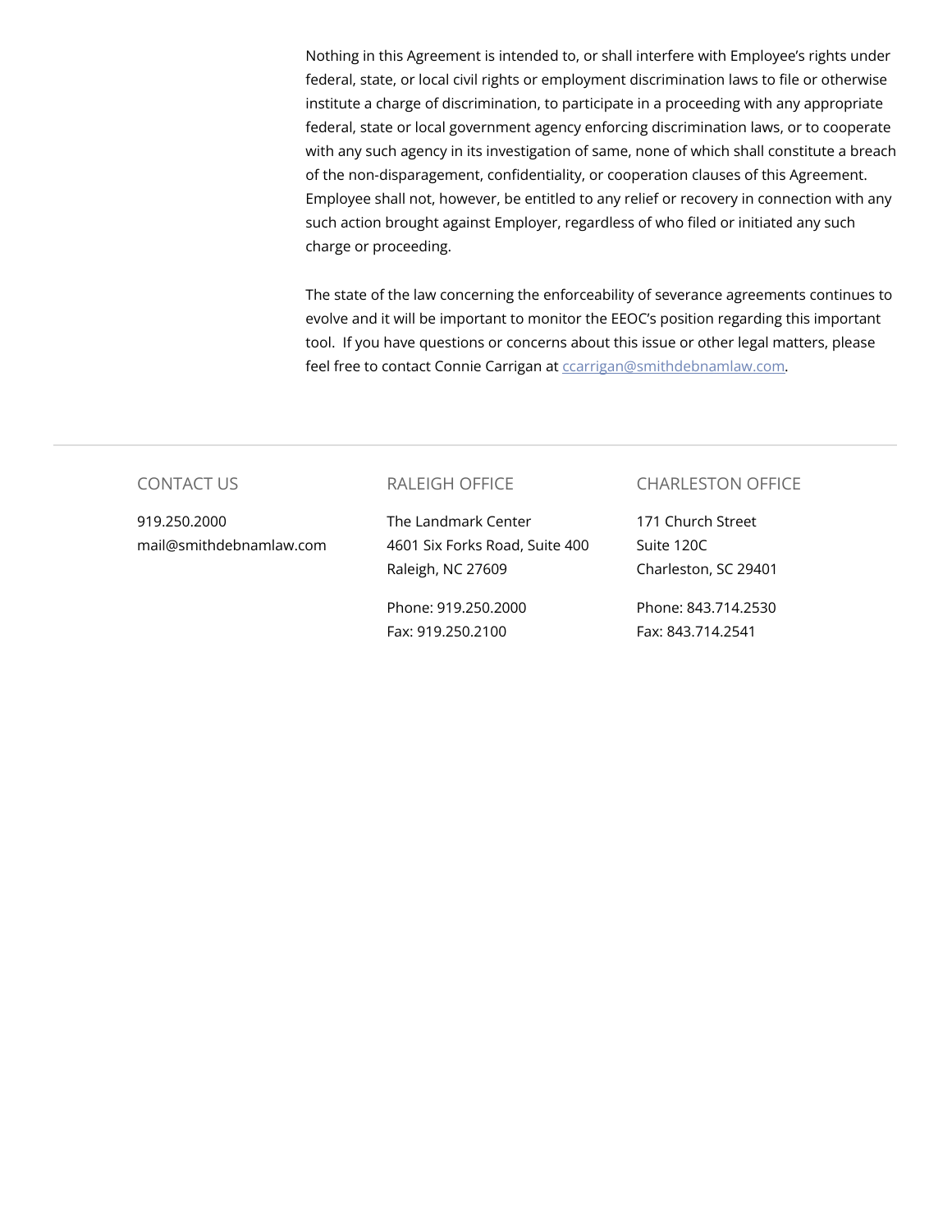Nothing in this Agreement is intended to, or shall interfere with Employee's rights under federal, state, or local civil rights or employment discrimination laws to file or otherwise institute a charge of discrimination, to participate in a proceeding with any appropriate federal, state or local government agency enforcing discrimination laws, or to cooperate with any such agency in its investigation of same, none of which shall constitute a breach of the non-disparagement, confidentiality, or cooperation clauses of this Agreement. Employee shall not, however, be entitled to any relief or recovery in connection with any such action brought against Employer, regardless of who filed or initiated any such charge or proceeding.

The state of the law concerning the enforceability of severance agreements continues to evolve and it will be important to monitor the EEOC's position regarding this important tool. If you have questions or concerns about this issue or other legal matters, please feel free to contact Connie Carrigan at ccarrigan@smithdebnamlaw.com.

---

### CONTACT US

919.250.2000
mail@smithdebnamlaw.com

### RALEIGH OFFICE

The Landmark Center
4601 Six Forks Road, Suite 400
Raleigh, NC 27609

Phone: 919.250.2000
Fax: 919.250.2100

### CHARLESTON OFFICE

171 Church Street
Suite 120C
Charleston, SC 29401

Phone: 843.714.2530
Fax: 843.714.2541